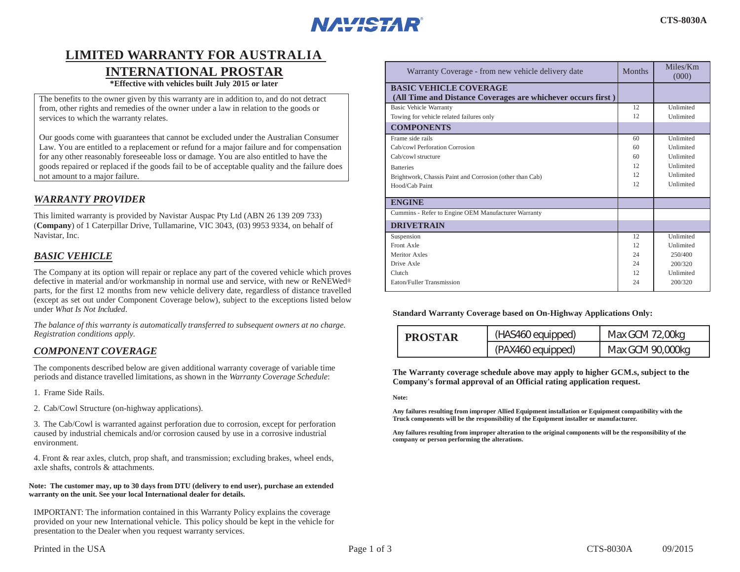# LIMITED WARRANTY FOR AUSTRALIA
# INTERNATIONAL PROSTAR

**\*Effective with vehicles built July 2015 or later**

The benefits to the owner given by this warranty are in addition to, and do not detract from, other rights and remedies of the owner under a law in relation to the goods or services to which the warranty relates.

Our goods come with guarantees that cannot be excluded under the Australian Consumer Law. You are entitled to a replacement or refund for a major failure and for compensation for any other reasonably foreseeable loss or damage. You are also entitled to have the goods repaired or replaced if the goods fail to be of acceptable quality and the failure does not amount to a major failure.

## *WARRANTY PROVIDER*

This limited warranty is provided by Navistar Auspac Pty Ltd (ABN 26 139 209 733) (**Company**) of 1 Caterpillar Drive, Tullamarine, VIC 3043, (03) 9953 9334, on behalf of Navistar, Inc.

## *BASIC VEHICLE*

The Company at its option will repair or replace any part of the covered vehicle which proves defective in material and/or workmanship in normal use and service, with new or ReNEWed® parts, for the first 12 months from new vehicle delivery date, regardless of distance travelled (except as set out under Component Coverage below), subject to the exceptions listed below under *What Is Not Included*.

*The balance of this warranty is automatically transferred to subsequent owners at no charge. Registration conditions apply.*

## *COMPONENT COVERAGE*

The components described below are given additional warranty coverage of variable time periods and distance travelled limitations, as shown in the *Warranty Coverage Schedule*:

1. Frame Side Rails.

2. Cab/Cowl Structure (on-highway applications).

3. The Cab/Cowl is warranted against perforation due to corrosion, except for perforation caused by industrial chemicals and/or corrosion caused by use in a corrosive industrial environment.

4. Front & rear axles, clutch, prop shaft, and transmission; excluding brakes, wheel ends, axle shafts, controls & attachments.

**Note: The customer may, up to 30 days from DTU (delivery to end user), purchase an extended warranty on the unit. See your local International dealer for details.**

IMPORTANT: The information contained in this Warranty Policy explains the coverage provided on your new International vehicle. This policy should be kept in the vehicle for presentation to the Dealer when you request warranty services.

| Warranty Coverage - from new vehicle delivery date | Months | Miles/Km (000) |
|---|---|---|
| **BASIC VEHICLE COVERAGE (All Time and Distance Coverages are whichever occurs first )** | | |
| Basic Vehicle Warranty | 12 | Unlimited |
| Towing for vehicle related failures only | 12 | Unlimited |
| **COMPONENTS** | | |
| Frame side rails | 60 | Unlimited |
| Cab/cowl Perforation Corrosion | 60 | Unlimited |
| Cab/cowl structure | 60 | Unlimited |
| Batteries | 12 | Unlimited |
| Brightwork, Chassis Paint and Corrosion (other than Cab) | 12 | Unlimited |
| Hood/Cab Paint | 12 | Unlimited |
| **ENGINE** | | |
| Cummins - Refer to Engine OEM Manufacturer Warranty | | |
| **DRIVETRAIN** | | |
| Suspension | 12 | Unlimited |
| Front Axle | 12 | Unlimited |
| Meritor Axles | 24 | 250/400 |
| Drive Axle | 24 | 200/320 |
| Clutch | 12 | Unlimited |
| Eaton/Fuller Transmission | 24 | 200/320 |

**Standard Warranty Coverage based on On-Highway Applications Only:**

| PROSTAR | | |
|---|---|---|
| | (HAS460 equipped) | Max GCM 72,00kg |
| | (PAX460 equipped) | Max GCM 90,000kg |

**The Warranty coverage schedule above may apply to higher GCM.s, subject to the Company's formal approval of an Official rating application request.**

**Note:**

**Any failures resulting from improper Allied Equipment installation or Equipment compatibility with the Truck components will be the responsibility of the Equipment installer or manufacturer.**

**Any failures resulting from improper alteration to the original components will be the responsibility of the company or person performing the alterations.**

Printed in the USA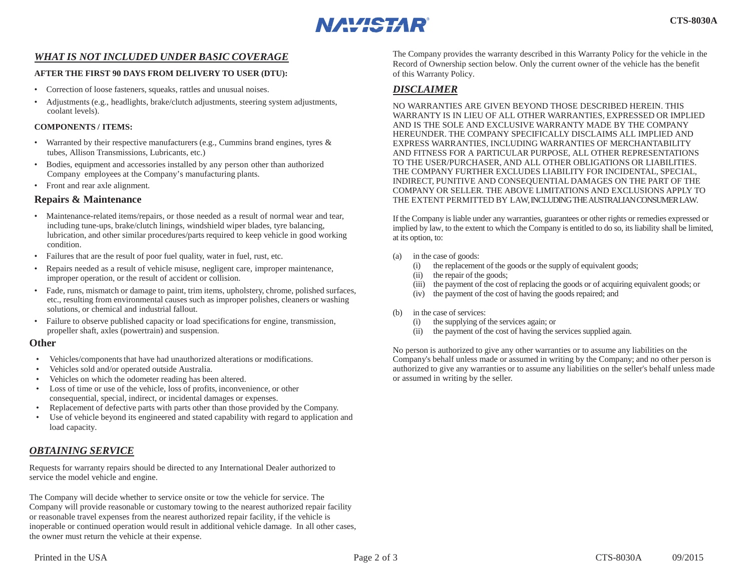## *WHAT IS NOT INCLUDED UNDER BASIC COVERAGE*

**AFTER THE FIRST 90 DAYS FROM DELIVERY TO USER (DTU):**

- Correction of loose fasteners, squeaks, rattles and unusual noises.
- Adjustments (e.g., headlights, brake/clutch adjustments, steering system adjustments, coolant levels).

**COMPONENTS / ITEMS:**

- Warranted by their respective manufacturers (e.g., Cummins brand engines, tyres & tubes, Allison Transmissions, Lubricants, etc.)
- Bodies, equipment and accessories installed by any person other than authorized Company employees at the Company's manufacturing plants.
- Front and rear axle alignment.

### Repairs & Maintenance

- Maintenance-related items/repairs, or those needed as a result of normal wear and tear, including tune-ups, brake/clutch linings, windshield wiper blades, tyre balancing, lubrication, and other similar procedures/parts required to keep vehicle in good working condition.
- Failures that are the result of poor fuel quality, water in fuel, rust, etc.
- Repairs needed as a result of vehicle misuse, negligent care, improper maintenance, improper operation, or the result of accident or collision.
- Fade, runs, mismatch or damage to paint, trim items, upholstery, chrome, polished surfaces, etc., resulting from environmental causes such as improper polishes, cleaners or washing solutions, or chemical and industrial fallout.
- Failure to observe published capacity or load specifications for engine, transmission, propeller shaft, axles (powertrain) and suspension.

### Other

- Vehicles/components that have had unauthorized alterations or modifications.
- Vehicles sold and/or operated outside Australia.
- Vehicles on which the odometer reading has been altered.
- Loss of time or use of the vehicle, loss of profits, inconvenience, or other consequential, special, indirect, or incidental damages or expenses.
- Replacement of defective parts with parts other than those provided by the Company.
- Use of vehicle beyond its engineered and stated capability with regard to application and load capacity.

## *OBTAINING SERVICE*

Requests for warranty repairs should be directed to any International Dealer authorized to service the model vehicle and engine.

The Company will decide whether to service onsite or tow the vehicle for service. The Company will provide reasonable or customary towing to the nearest authorized repair facility or reasonable travel expenses from the nearest authorized repair facility, if the vehicle is inoperable or continued operation would result in additional vehicle damage. In all other cases, the owner must return the vehicle at their expense.

The Company provides the warranty described in this Warranty Policy for the vehicle in the Record of Ownership section below. Only the current owner of the vehicle has the benefit of this Warranty Policy.

## *DISCLAIMER*

NO WARRANTIES ARE GIVEN BEYOND THOSE DESCRIBED HEREIN. THIS WARRANTY IS IN LIEU OF ALL OTHER WARRANTIES, EXPRESSED OR IMPLIED AND IS THE SOLE AND EXCLUSIVE WARRANTY MADE BY THE COMPANY HEREUNDER. THE COMPANY SPECIFICALLY DISCLAIMS ALL IMPLIED AND EXPRESS WARRANTIES, INCLUDING WARRANTIES OF MERCHANTABILITY AND FITNESS FOR A PARTICULAR PURPOSE, ALL OTHER REPRESENTATIONS TO THE USER/PURCHASER, AND ALL OTHER OBLIGATIONS OR LIABILITIES. THE COMPANY FURTHER EXCLUDES LIABILITY FOR INCIDENTAL, SPECIAL, INDIRECT, PUNITIVE AND CONSEQUENTIAL DAMAGES ON THE PART OF THE COMPANY OR SELLER. THE ABOVE LIMITATIONS AND EXCLUSIONS APPLY TO THE EXTENT PERMITTED BY LAW, INCLUDING THE AUSTRALIAN CONSUMER LAW.

If the Company is liable under any warranties, guarantees or other rights or remedies expressed or implied by law, to the extent to which the Company is entitled to do so, its liability shall be limited, at its option, to:

(a) in the case of goods:
   (i) the replacement of the goods or the supply of equivalent goods;
   (ii) the repair of the goods;
   (iii) the payment of the cost of replacing the goods or of acquiring equivalent goods; or
   (iv) the payment of the cost of having the goods repaired; and

(b) in the case of services:
   (i) the supplying of the services again; or
   (ii) the payment of the cost of having the services supplied again.

No person is authorized to give any other warranties or to assume any liabilities on the Company's behalf unless made or assumed in writing by the Company; and no other person is authorized to give any warranties or to assume any liabilities on the seller's behalf unless made or assumed in writing by the seller.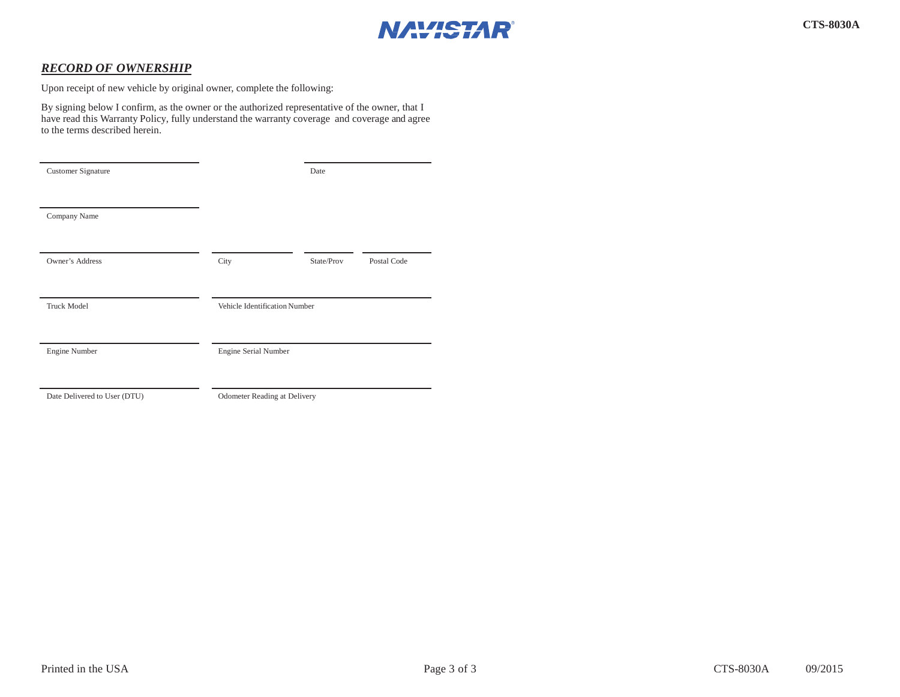## *RECORD OF OWNERSHIP*

Upon receipt of new vehicle by original owner, complete the following:

By signing below I confirm, as the owner or the authorized representative of the owner, that I have read this Warranty Policy, fully understand the warranty coverage and coverage and agree to the terms described herein.

| | | | |
|---|---|---|---|
| Customer Signature | | Date | |
| Company Name | | | |
| Owner's Address | City | State/Prov | Postal Code |
| Truck Model | Vehicle Identification Number | | |
| Engine Number | Engine Serial Number | | |
| Date Delivered to User (DTU) | Odometer Reading at Delivery | | |

Printed in the USA

CTS-8030A 09/2015